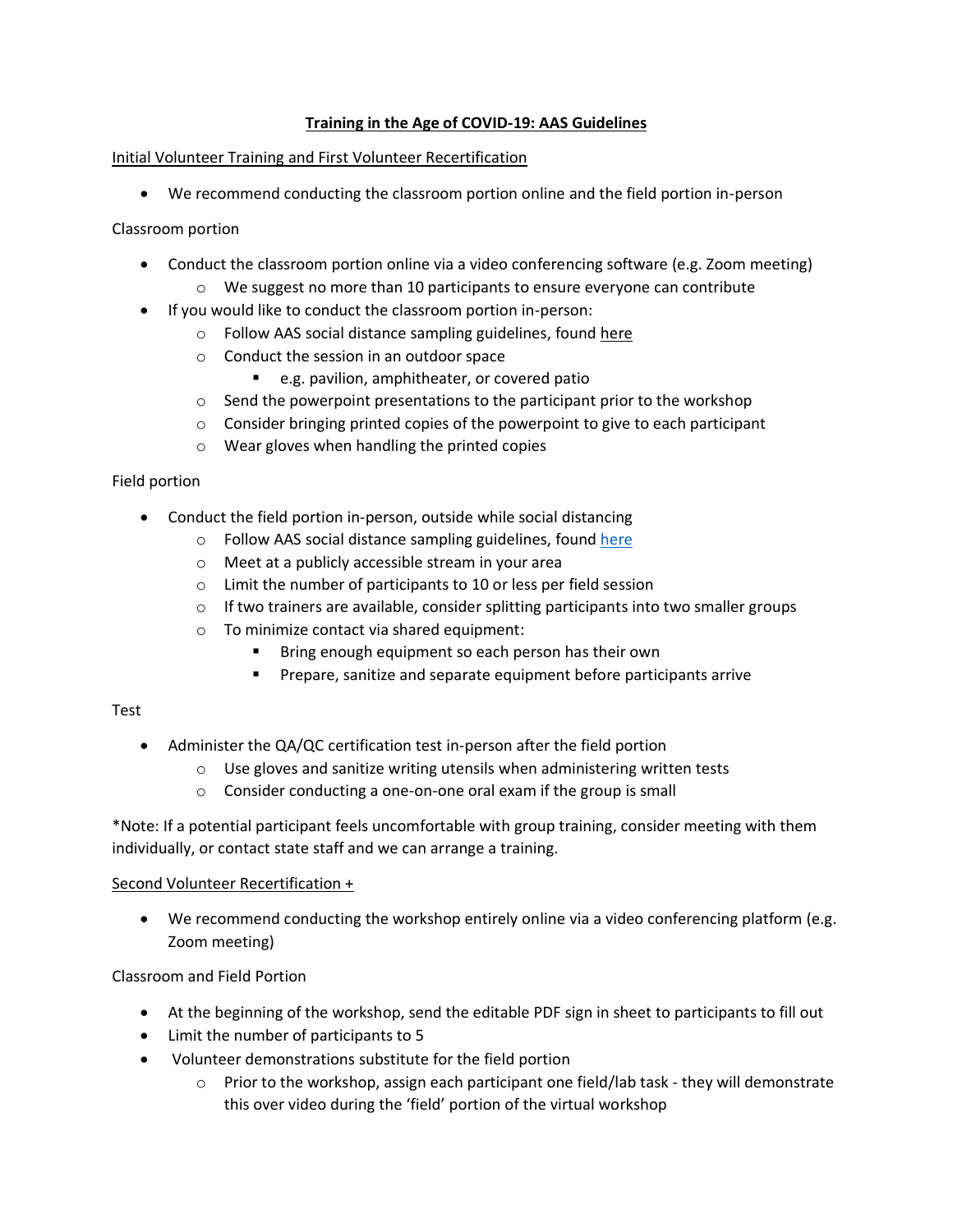# Training in the Age of COVID-19: AAS Guidelines

## Initial Volunteer Training and First Volunteer Recertification

- We recommend conducting the classroom portion online and the field portion in-person

### Classroom portion

- Conduct the classroom portion online via a video conferencing software (e.g. Zoom meeting)
  - We suggest no more than 10 participants to ensure everyone can contribute
- If you would like to conduct the classroom portion in-person:
  - Follow AAS social distance sampling guidelines, found here
  - Conduct the session in an outdoor space
    - e.g. pavilion, amphitheater, or covered patio
  - Send the powerpoint presentations to the participant prior to the workshop
  - Consider bringing printed copies of the powerpoint to give to each participant
  - Wear gloves when handling the printed copies

### Field portion

- Conduct the field portion in-person, outside while social distancing
  - Follow AAS social distance sampling guidelines, found here
  - Meet at a publicly accessible stream in your area
  - Limit the number of participants to 10 or less per field session
  - If two trainers are available, consider splitting participants into two smaller groups
  - To minimize contact via shared equipment:
    - Bring enough equipment so each person has their own
    - Prepare, sanitize and separate equipment before participants arrive

### Test

- Administer the QA/QC certification test in-person after the field portion
  - Use gloves and sanitize writing utensils when administering written tests
  - Consider conducting a one-on-one oral exam if the group is small

*Note: If a potential participant feels uncomfortable with group training, consider meeting with them individually, or contact state staff and we can arrange a training.

## Second Volunteer Recertification +

- We recommend conducting the workshop entirely online via a video conferencing platform (e.g. Zoom meeting)

### Classroom and Field Portion

- At the beginning of the workshop, send the editable PDF sign in sheet to participants to fill out
- Limit the number of participants to 5
- Volunteer demonstrations substitute for the field portion
  - Prior to the workshop, assign each participant one field/lab task - they will demonstrate this over video during the 'field' portion of the virtual workshop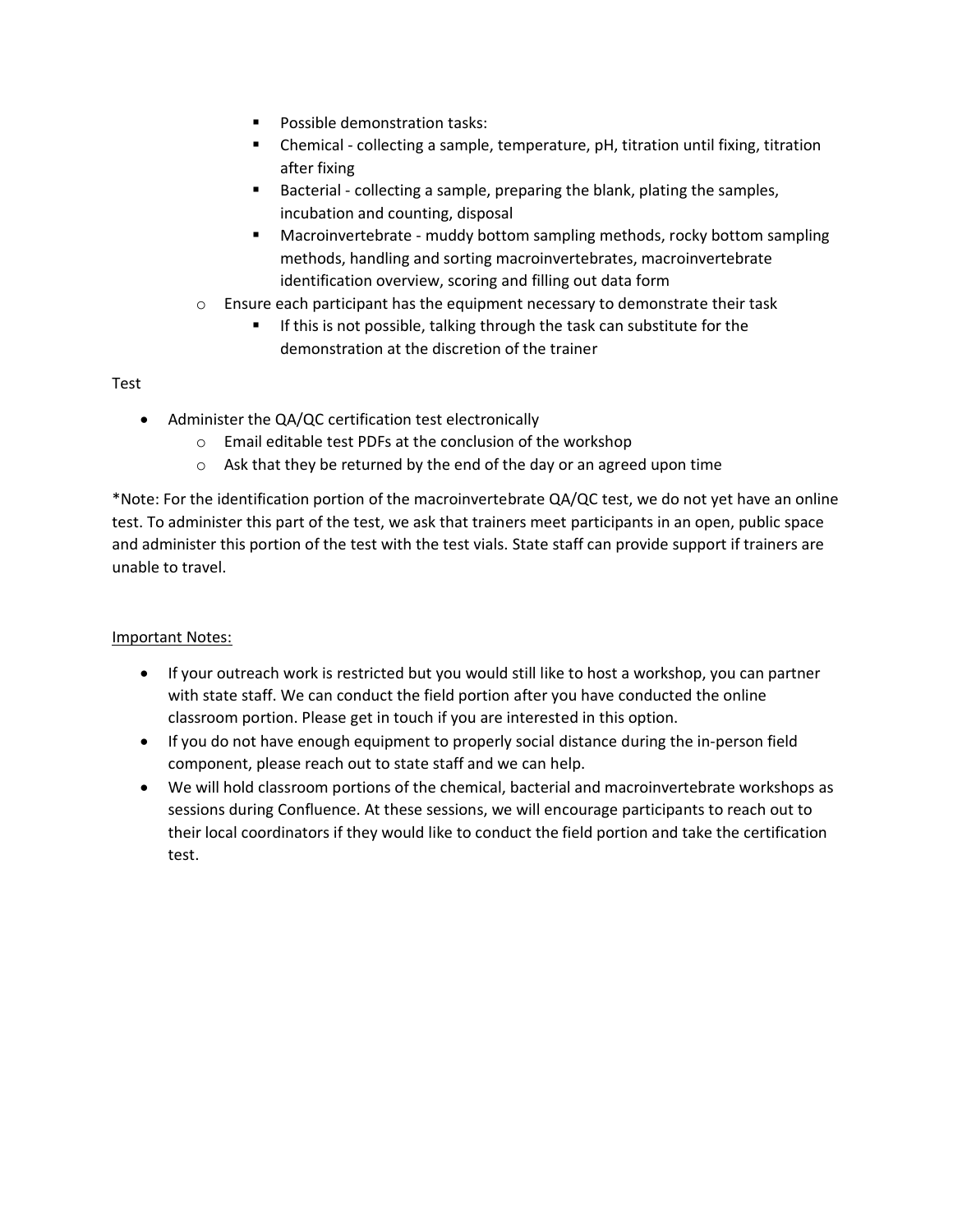- Possible demonstration tasks:
        - Chemical - collecting a sample, temperature, pH, titration until fixing, titration after fixing
        - Bacterial - collecting a sample, preparing the blank, plating the samples, incubation and counting, disposal
        - Macroinvertebrate - muddy bottom sampling methods, rocky bottom sampling methods, handling and sorting macroinvertebrates, macroinvertebrate identification overview, scoring and filling out data form
    - Ensure each participant has the equipment necessary to demonstrate their task
        - If this is not possible, talking through the task can substitute for the demonstration at the discretion of the trainer

Test

- Administer the QA/QC certification test electronically
    - Email editable test PDFs at the conclusion of the workshop
    - Ask that they be returned by the end of the day or an agreed upon time

*Note: For the identification portion of the macroinvertebrate QA/QC test, we do not yet have an online test. To administer this part of the test, we ask that trainers meet participants in an open, public space and administer this portion of the test with the test vials. State staff can provide support if trainers are unable to travel.

<u>Important Notes:</u>

- If your outreach work is restricted but you would still like to host a workshop, you can partner with state staff. We can conduct the field portion after you have conducted the online classroom portion. Please get in touch if you are interested in this option.
- If you do not have enough equipment to properly social distance during the in-person field component, please reach out to state staff and we can help.
- We will hold classroom portions of the chemical, bacterial and macroinvertebrate workshops as sessions during Confluence. At these sessions, we will encourage participants to reach out to their local coordinators if they would like to conduct the field portion and take the certification test.